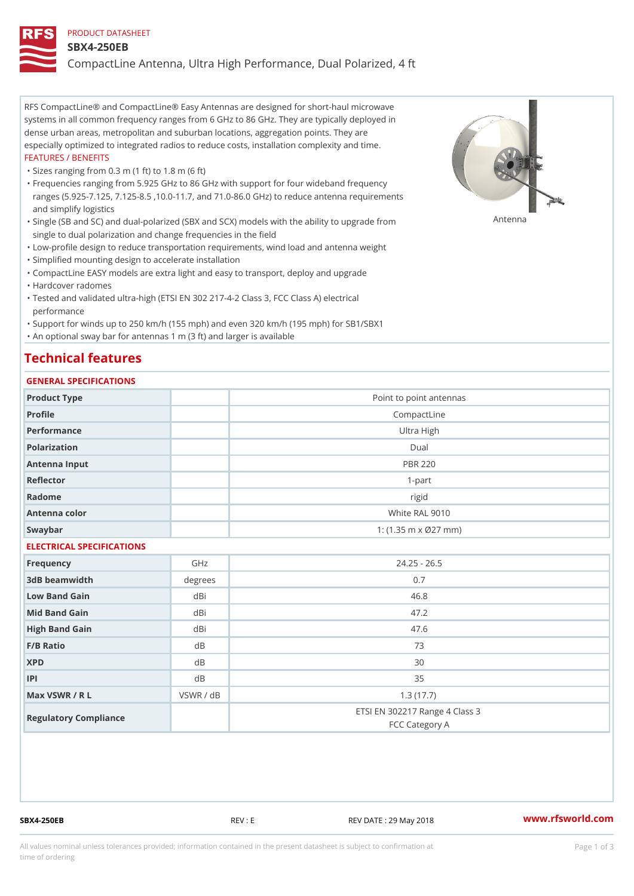PRODUCT DATASHEET

# SBX4-250EB

## CompactLine Antenna, Ultra High Performance, Dual Polarized, 4 ft

RFS CompactLine® and CompactLine® Easy Antennas are designed for short-haul microwave systems in all common frequency ranges from 6 GHz to 86 GHz. They are typically deployed in dense urban areas, metropolitan and suburban locations, aggregation points. They are especially optimized to integrated radios to reduce costs, installation complexity and time.

FEATURES / BENEFITS

- Sizes ranging from 0.3 m (1 ft) to 1.8 m (6 ft)
- Frequencies ranging from 5.925 GHz to 86 GHz with support for four wideband frequency ranges (5.925-7.125, 7.125-8.5 ,10.0-11.7, and 71.0-86.0 GHz) to reduce antenna requirements and simplify logistics
- Single (SB and SC) and dual-polarized (SBX and SCX) models with the ability to upgrade from single to dual polarization and change frequencies in the field
- Low-profile design to reduce transportation requirements, wind load and antenna weight
- Simplified mounting design to accelerate installation
- CompactLine EASY models are extra light and easy to transport, deploy and upgrade
- Hardcover radomes
- Tested and validated ultra-high (ETSI EN 302 217-4-2 Class 3, FCC Class A) electrical performance
- Support for winds up to 250 km/h (155 mph) and even 320 km/h (195 mph) for SB1/SBX1
- An optional sway bar for antennas 1 m (3 ft) and larger is available

Antenna

## Technical features

### GENERAL SPECIFICATIONS

| | | |
|---|---|---|
| Product Type | | Point to point antennas |
| Profile | | CompactLine |
| Performance | | Ultra High |
| Polarization | | Dual |
| Antenna Input | | PBR 220 |
| Reflector | | 1-part |
| Radome | | rigid |
| Antenna color | | White RAL 9010 |
| Swaybar | | 1: (1.35 m x Ø27 mm) |

### ELECTRICAL SPECIFICATIONS

| | | |
|---|---|---|
| Frequency | GHz | 24.25 - 26.5 |
| 3dB beamwidth | degrees | 0.7 |
| Low Band Gain | dBi | 46.8 |
| Mid Band Gain | dBi | 47.2 |
| High Band Gain | dBi | 47.6 |
| F/B Ratio | dB | 73 |
| XPD | dB | 30 |
| IPI | dB | 35 |
| Max VSWR / R L | VSWR / dB | 1.3 (17.7) |
| Regulatory Compliance | | ETSI EN 302217 Range 4 Class 3<br>FCC Category A |

SBX4-250EB | REV : E | REV DATE : 29 May 2018 | www.rfsworld.com

All values nominal unless tolerances provided; information contained in the present datasheet is subject to confirmation at time of ordering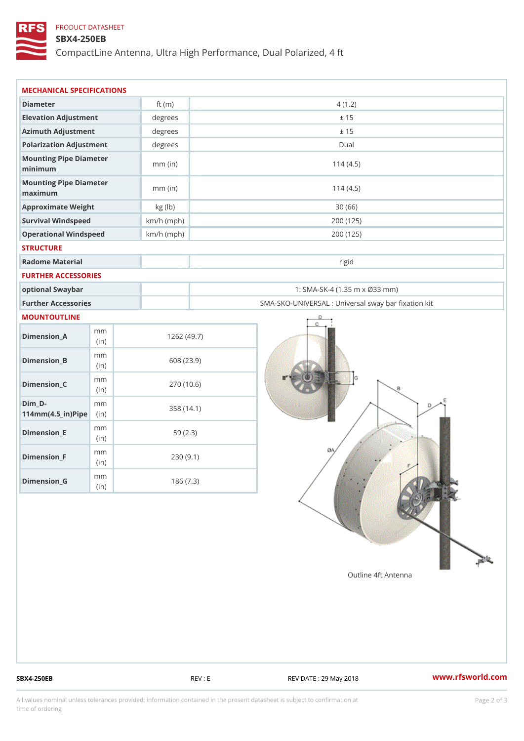PRODUCT DATASHEET

# SBX4-250EB

## CompactLine Antenna, Ultra High Performance, Dual Polarized, 4 ft

### MECHANICAL SPECIFICATIONS

| | | |
|---|---|---|
| Diameter | ft (m) | 4 (1.2) |
| Elevation Adjustment | degrees | ± 15 |
| Azimuth Adjustment | degrees | ± 15 |
| Polarization Adjustment | degrees | Dual |
| Mounting Pipe Diameter minimum | mm (in) | 114 (4.5) |
| Mounting Pipe Diameter maximum | mm (in) | 114 (4.5) |
| Approximate Weight | kg (lb) | 30 (66) |
| Survival Windspeed | km/h (mph) | 200 (125) |
| Operational Windspeed | km/h (mph) | 200 (125) |

### STRUCTURE

| | | |
|---|---|---|
| Radome Material | | rigid |

### FURTHER ACCESSORIES

| | | |
|---|---|---|
| optional Swaybar | | 1: SMA-SK-4 (1.35 m x Ø33 mm) |
| Further Accessories | | SMA-SKO-UNIVERSAL : Universal sway bar fixation kit |

### MOUNTOUTLINE

| | | |
|---|---|---|
| Dimension_A | mm (in) | 1262 (49.7) |
| Dimension_B | mm (in) | 608 (23.9) |
| Dimension_C | mm (in) | 270 (10.6) |
| Dim_D-114mm(4.5_in)Pipe | mm (in) | 358 (14.1) |
| Dimension_E | mm (in) | 59 (2.3) |
| Dimension_F | mm (in) | 230 (9.1) |
| Dimension_G | mm (in) | 186 (7.3) |

Outline 4ft Antenna

SBX4-250EB REV : E REV DATE : 29 May 2018 www.rfsworld.com

All values nominal unless tolerances provided; information contained in the present datasheet is subject to confirmation at time of ordering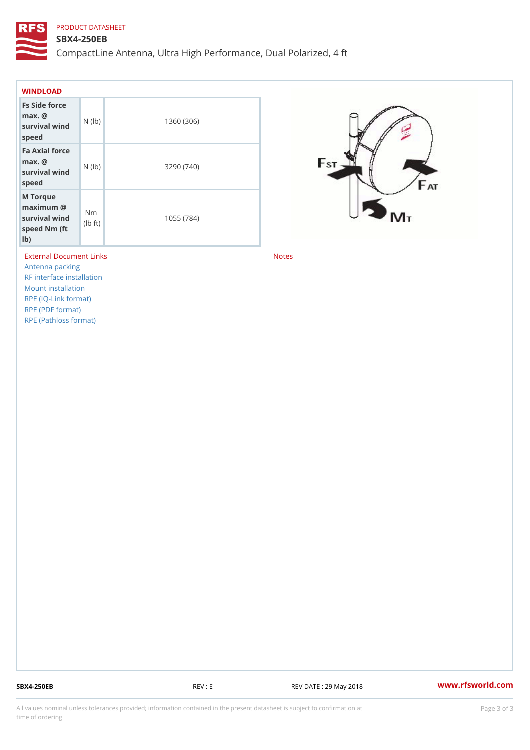PRODUCT DATASHEET

# SBX4-250EB

CompactLine Antenna, Ultra High Performance, Dual Polarized, 4 ft

## WINDLOAD

| | | |
|---|---|---|
| Fs Side force max. @ survival wind speed | N (lb) | 1360 (306) |
| Fa Axial force max. @ survival wind speed | N (lb) | 3290 (740) |
| M Torque maximum @ survival wind speed Nm (ft lb) | Nm (lb ft) | 1055 (784) |

FST

FAT

MT

External Document Links

- Antenna packing
- RF interface installation
- Mount installation
- RPE (IQ-Link format)
- RPE (PDF format)
- RPE (Pathloss format)

Notes

SBX4-250EB REV : E REV DATE : 29 May 2018 www.rfsworld.com

All values nominal unless tolerances provided; information contained in the present datasheet is subject to confirmation at time of ordering